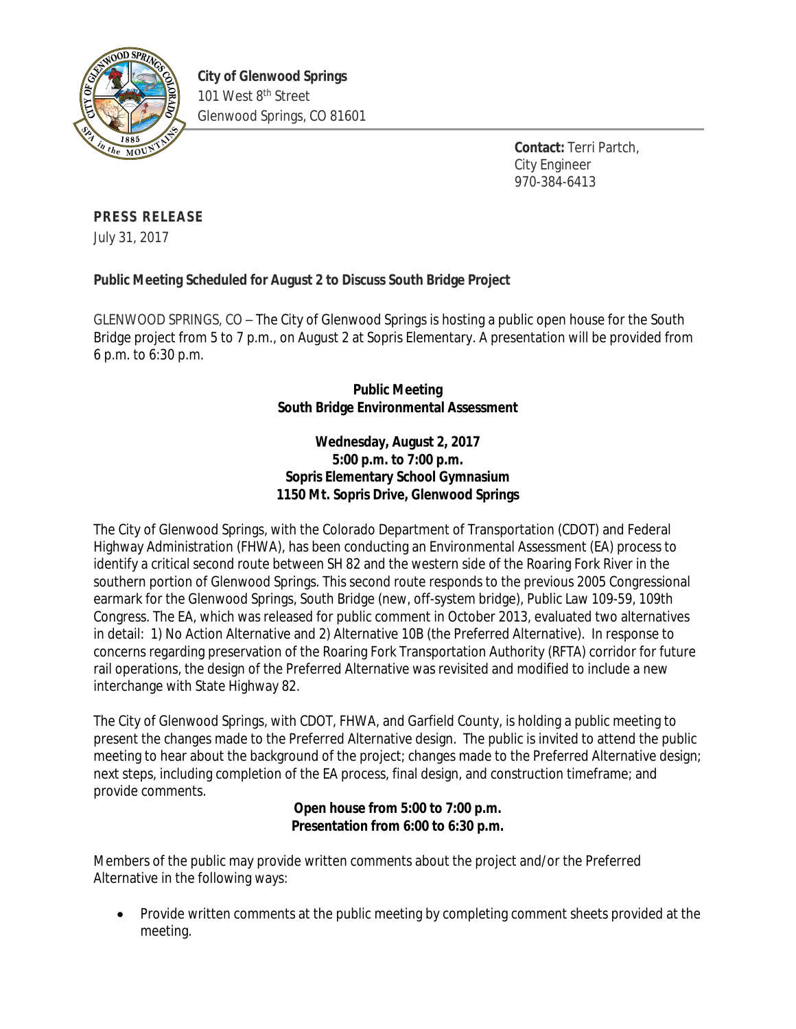**City of Glenwood Springs**
101 West 8th Street
Glenwood Springs, CO 81601

**Contact:** Terri Partch,
City Engineer
970-384-6413

**PRESS RELEASE**
July 31, 2017

**Public Meeting Scheduled for August 2 to Discuss South Bridge Project**

GLENWOOD SPRINGS, CO – The City of Glenwood Springs is hosting a public open house for the South Bridge project from 5 to 7 p.m., on August 2 at Sopris Elementary. A presentation will be provided from 6 p.m. to 6:30 p.m.

**Public Meeting**
**South Bridge Environmental Assessment**

**Wednesday, August 2, 2017**
**5:00 p.m. to 7:00 p.m.**
**Sopris Elementary School Gymnasium**
**1150 Mt. Sopris Drive, Glenwood Springs**

The City of Glenwood Springs, with the Colorado Department of Transportation (CDOT) and Federal Highway Administration (FHWA), has been conducting an Environmental Assessment (EA) process to identify a critical second route between SH 82 and the western side of the Roaring Fork River in the southern portion of Glenwood Springs. This second route responds to the previous 2005 Congressional earmark for the Glenwood Springs, South Bridge (new, off-system bridge), Public Law 109-59, 109th Congress. The EA, which was released for public comment in October 2013, evaluated two alternatives in detail: 1) No Action Alternative and 2) Alternative 10B (the Preferred Alternative). In response to concerns regarding preservation of the Roaring Fork Transportation Authority (RFTA) corridor for future rail operations, the design of the Preferred Alternative was revisited and modified to include a new interchange with State Highway 82.

The City of Glenwood Springs, with CDOT, FHWA, and Garfield County, is holding a public meeting to present the changes made to the Preferred Alternative design. The public is invited to attend the public meeting to hear about the background of the project; changes made to the Preferred Alternative design; next steps, including completion of the EA process, final design, and construction timeframe; and provide comments.

**Open house from 5:00 to 7:00 p.m.**
**Presentation from 6:00 to 6:30 p.m.**

Members of the public may provide written comments about the project and/or the Preferred Alternative in the following ways:

- Provide written comments at the public meeting by completing comment sheets provided at the meeting.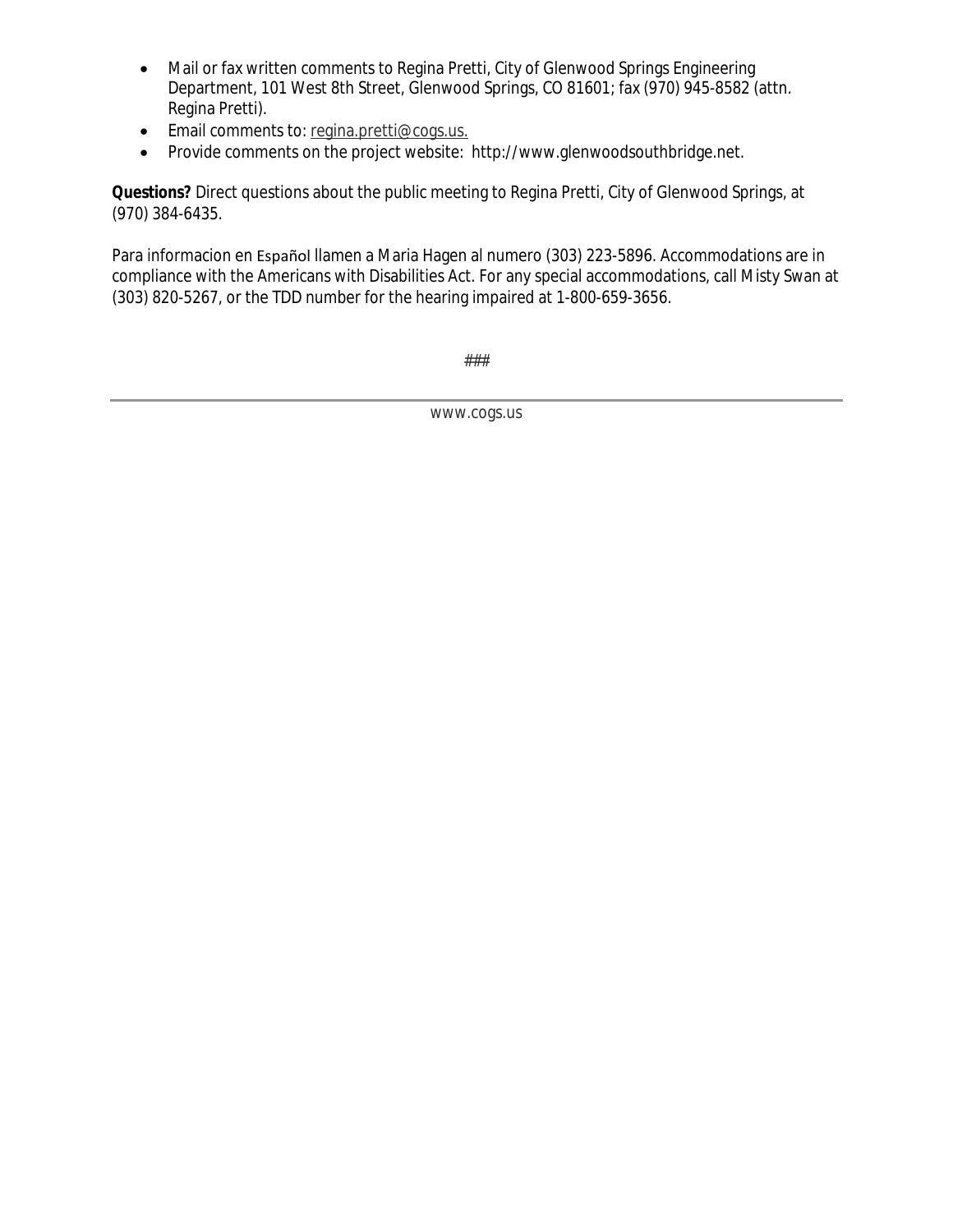- Mail or fax written comments to Regina Pretti, City of Glenwood Springs Engineering Department, 101 West 8th Street, Glenwood Springs, CO 81601; fax (970) 945-8582 (attn. Regina Pretti).
- Email comments to: regina.pretti@cogs.us.
- Provide comments on the project website: http://www.glenwoodsouthbridge.net.

**Questions?** Direct questions about the public meeting to Regina Pretti, City of Glenwood Springs, at (970) 384-6435.

Para informacion en Español llamen a Maria Hagen al numero (303) 223-5896. Accommodations are in compliance with the Americans with Disabilities Act. For any special accommodations, call Misty Swan at (303) 820-5267, or the TDD number for the hearing impaired at 1-800-659-3656.

###